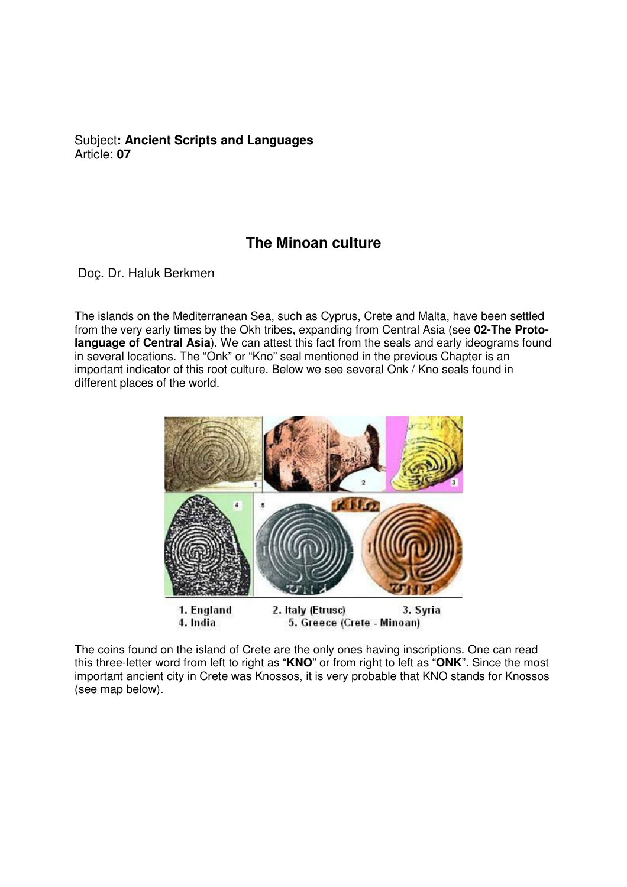Subject**: Ancient Scripts and Languages**
Article: **07**

# The Minoan culture

Doç. Dr. Haluk Berkmen

The islands on the Mediterranean Sea, such as Cyprus, Crete and Malta, have been settled from the very early times by the Okh tribes, expanding from Central Asia (see **02-The Proto-language of Central Asia**). We can attest this fact from the seals and early ideograms found in several locations. The "Onk" or "Kno" seal mentioned in the previous Chapter is an important indicator of this root culture. Below we see several Onk / Kno seals found in different places of the world.

1. England 2. Italy (Etrusc) 3. Syria
4. India 5. Greece (Crete - Minoan)

The coins found on the island of Crete are the only ones having inscriptions. One can read this three-letter word from left to right as "**KNO**" or from right to left as "**ONK**". Since the most important ancient city in Crete was Knossos, it is very probable that KNO stands for Knossos (see map below).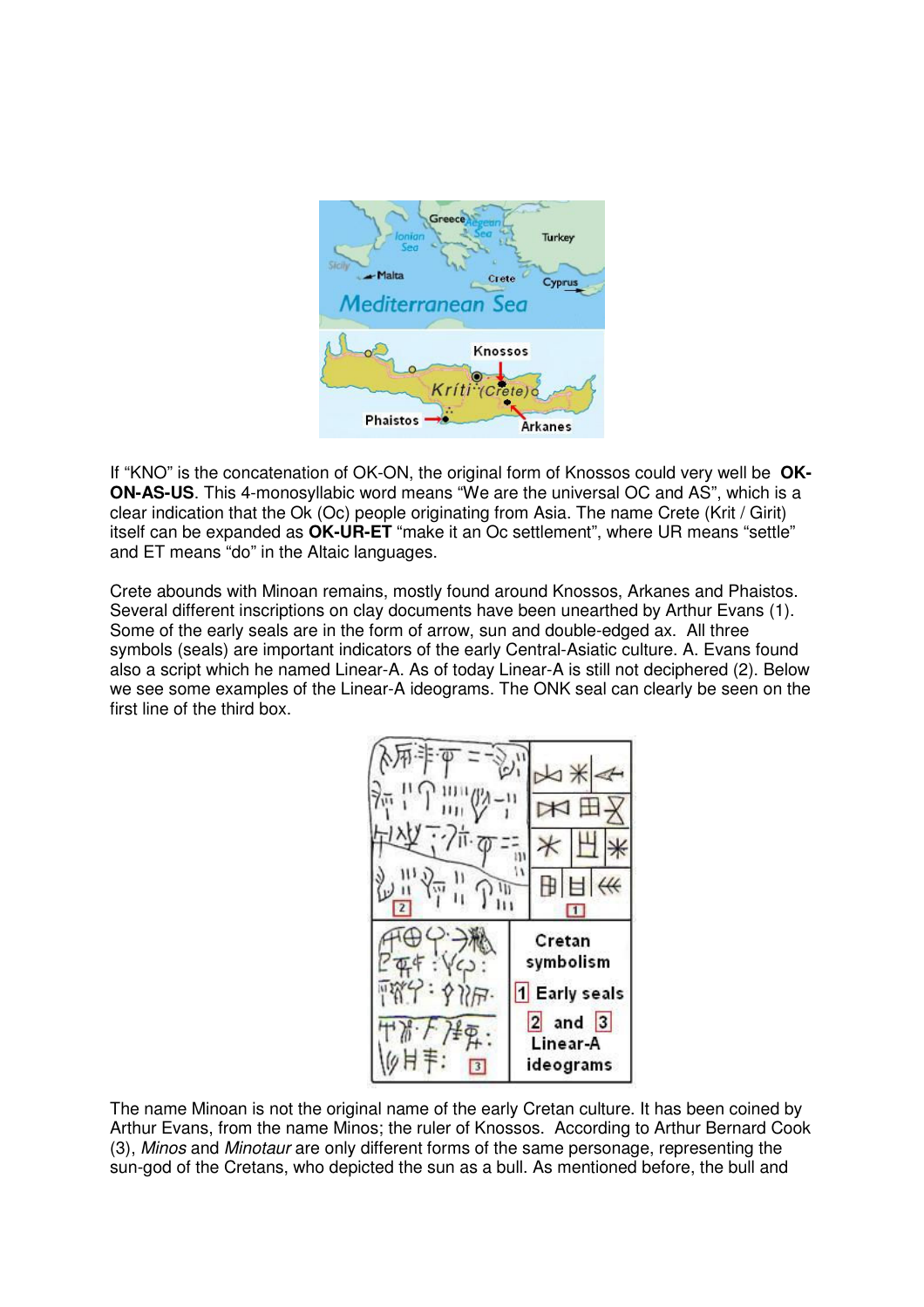If “KNO” is the concatenation of OK-ON, the original form of Knossos could very well be **OK-ON-AS-US**. This 4-monosyllabic word means “We are the universal OC and AS”, which is a clear indication that the Ok (Oc) people originating from Asia. The name Crete (Krit / Girit) itself can be expanded as **OK-UR-ET** “make it an Oc settlement”, where UR means “settle” and ET means “do” in the Altaic languages.

Crete abounds with Minoan remains, mostly found around Knossos, Arkanes and Phaistos. Several different inscriptions on clay documents have been unearthed by Arthur Evans (1). Some of the early seals are in the form of arrow, sun and double-edged ax. All three symbols (seals) are important indicators of the early Central-Asiatic culture. A. Evans found also a script which he named Linear-A. As of today Linear-A is still not deciphered (2). Below we see some examples of the Linear-A ideograms. The ONK seal can clearly be seen on the first line of the third box.

Cretan symbolism

1 Early seals

2 and 3 Linear-A ideograms

The name Minoan is not the original name of the early Cretan culture. It has been coined by Arthur Evans, from the name Minos; the ruler of Knossos. According to Arthur Bernard Cook (3), *Minos* and *Minotaur* are only different forms of the same personage, representing the sun-god of the Cretans, who depicted the sun as a bull. As mentioned before, the bull and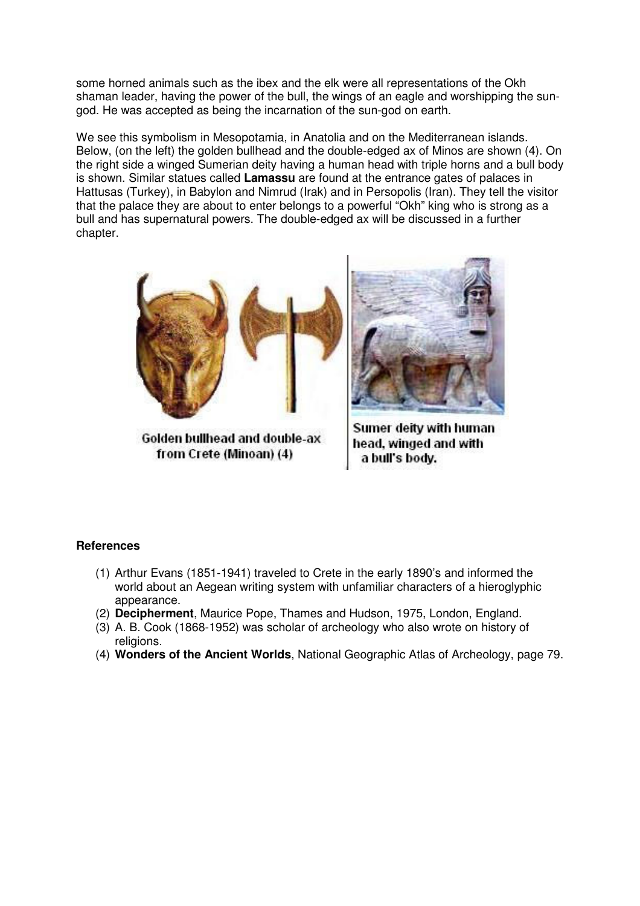some horned animals such as the ibex and the elk were all representations of the Okh shaman leader, having the power of the bull, the wings of an eagle and worshipping the sun-god. He was accepted as being the incarnation of the sun-god on earth.

We see this symbolism in Mesopotamia, in Anatolia and on the Mediterranean islands. Below, (on the left) the golden bullhead and the double-edged ax of Minos are shown (4). On the right side a winged Sumerian deity having a human head with triple horns and a bull body is shown. Similar statues called **Lamassu** are found at the entrance gates of palaces in Hattusas (Turkey), in Babylon and Nimrud (Irak) and in Persopolis (Iran). They tell the visitor that the palace they are about to enter belongs to a powerful "Okh" king who is strong as a bull and has supernatural powers. The double-edged ax will be discussed in a further chapter.

Golden bullhead and double-ax from Crete (Minoan) (4)

Sumer deity with human head, winged and with a bull's body.

**References**

(1) Arthur Evans (1851-1941) traveled to Crete in the early 1890's and informed the world about an Aegean writing system with unfamiliar characters of a hieroglyphic appearance.
(2) **Decipherment**, Maurice Pope, Thames and Hudson, 1975, London, England.
(3) A. B. Cook (1868-1952) was scholar of archeology who also wrote on history of religions.
(4) **Wonders of the Ancient Worlds**, National Geographic Atlas of Archeology, page 79.